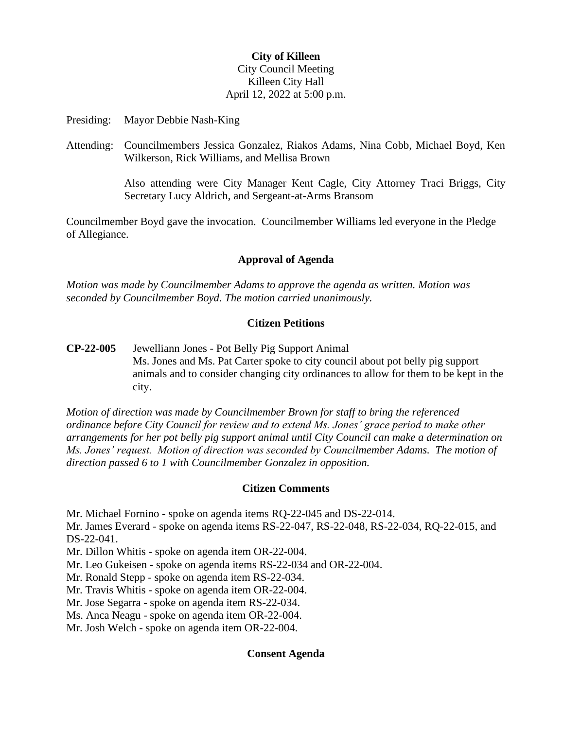**City of Killeen**
City Council Meeting
Killeen City Hall
April 12, 2022 at 5:00 p.m.

Presiding: Mayor Debbie Nash-King

Attending: Councilmembers Jessica Gonzalez, Riakos Adams, Nina Cobb, Michael Boyd, Ken Wilkerson, Rick Williams, and Mellisa Brown

Also attending were City Manager Kent Cagle, City Attorney Traci Briggs, City Secretary Lucy Aldrich, and Sergeant-at-Arms Bransom

Councilmember Boyd gave the invocation. Councilmember Williams led everyone in the Pledge of Allegiance.

## Approval of Agenda

*Motion was made by Councilmember Adams to approve the agenda as written. Motion was seconded by Councilmember Boyd. The motion carried unanimously.*

## Citizen Petitions

**CP-22-005** Jewelliann Jones - Pot Belly Pig Support Animal
Ms. Jones and Ms. Pat Carter spoke to city council about pot belly pig support animals and to consider changing city ordinances to allow for them to be kept in the city.

*Motion of direction was made by Councilmember Brown for staff to bring the referenced ordinance before City Council for review and to extend Ms. Jones' grace period to make other arrangements for her pot belly pig support animal until City Council can make a determination on Ms. Jones' request. Motion of direction was seconded by Councilmember Adams. The motion of direction passed 6 to 1 with Councilmember Gonzalez in opposition.*

## Citizen Comments

Mr. Michael Fornino - spoke on agenda items RQ-22-045 and DS-22-014.
Mr. James Everard - spoke on agenda items RS-22-047, RS-22-048, RS-22-034, RQ-22-015, and DS-22-041.
Mr. Dillon Whitis - spoke on agenda item OR-22-004.
Mr. Leo Gukeisen - spoke on agenda items RS-22-034 and OR-22-004.
Mr. Ronald Stepp - spoke on agenda item RS-22-034.
Mr. Travis Whitis - spoke on agenda item OR-22-004.
Mr. Jose Segarra - spoke on agenda item RS-22-034.
Ms. Anca Neagu - spoke on agenda item OR-22-004.
Mr. Josh Welch - spoke on agenda item OR-22-004.

## Consent Agenda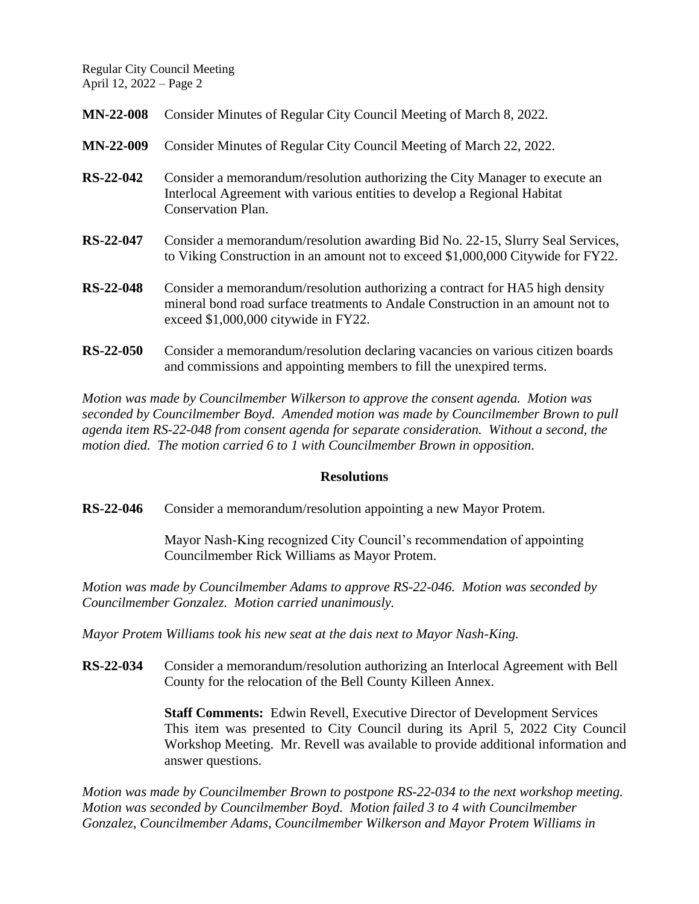**MN-22-008** Consider Minutes of Regular City Council Meeting of March 8, 2022.

**MN-22-009** Consider Minutes of Regular City Council Meeting of March 22, 2022.

**RS-22-042** Consider a memorandum/resolution authorizing the City Manager to execute an Interlocal Agreement with various entities to develop a Regional Habitat Conservation Plan.

**RS-22-047** Consider a memorandum/resolution awarding Bid No. 22-15, Slurry Seal Services, to Viking Construction in an amount not to exceed $1,000,000 Citywide for FY22.

**RS-22-048** Consider a memorandum/resolution authorizing a contract for HA5 high density mineral bond road surface treatments to Andale Construction in an amount not to exceed $1,000,000 citywide in FY22.

**RS-22-050** Consider a memorandum/resolution declaring vacancies on various citizen boards and commissions and appointing members to fill the unexpired terms.

*Motion was made by Councilmember Wilkerson to approve the consent agenda. Motion was seconded by Councilmember Boyd. Amended motion was made by Councilmember Brown to pull agenda item RS-22-048 from consent agenda for separate consideration. Without a second, the motion died. The motion carried 6 to 1 with Councilmember Brown in opposition.*

## Resolutions

**RS-22-046** Consider a memorandum/resolution appointing a new Mayor Protem.

Mayor Nash-King recognized City Council's recommendation of appointing Councilmember Rick Williams as Mayor Protem.

*Motion was made by Councilmember Adams to approve RS-22-046. Motion was seconded by Councilmember Gonzalez. Motion carried unanimously.*

*Mayor Protem Williams took his new seat at the dais next to Mayor Nash-King.*

**RS-22-034** Consider a memorandum/resolution authorizing an Interlocal Agreement with Bell County for the relocation of the Bell County Killeen Annex.

**Staff Comments:** Edwin Revell, Executive Director of Development Services This item was presented to City Council during its April 5, 2022 City Council Workshop Meeting. Mr. Revell was available to provide additional information and answer questions.

*Motion was made by Councilmember Brown to postpone RS-22-034 to the next workshop meeting. Motion was seconded by Councilmember Boyd. Motion failed 3 to 4 with Councilmember Gonzalez, Councilmember Adams, Councilmember Wilkerson and Mayor Protem Williams in*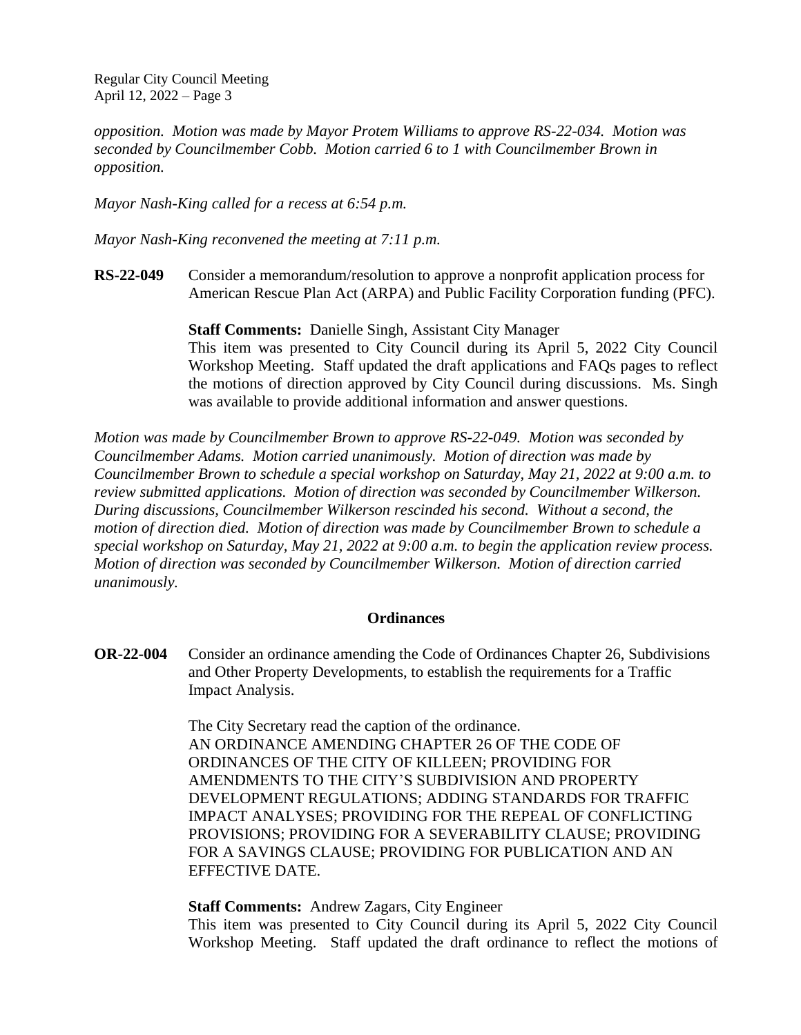*opposition. Motion was made by Mayor Protem Williams to approve RS-22-034. Motion was seconded by Councilmember Cobb. Motion carried 6 to 1 with Councilmember Brown in opposition.*

*Mayor Nash-King called for a recess at 6:54 p.m.*

*Mayor Nash-King reconvened the meeting at 7:11 p.m.*

**RS-22-049** Consider a memorandum/resolution to approve a nonprofit application process for American Rescue Plan Act (ARPA) and Public Facility Corporation funding (PFC).

**Staff Comments:** Danielle Singh, Assistant City Manager
This item was presented to City Council during its April 5, 2022 City Council Workshop Meeting. Staff updated the draft applications and FAQs pages to reflect the motions of direction approved by City Council during discussions. Ms. Singh was available to provide additional information and answer questions.

*Motion was made by Councilmember Brown to approve RS-22-049. Motion was seconded by Councilmember Adams. Motion carried unanimously. Motion of direction was made by Councilmember Brown to schedule a special workshop on Saturday, May 21, 2022 at 9:00 a.m. to review submitted applications. Motion of direction was seconded by Councilmember Wilkerson. During discussions, Councilmember Wilkerson rescinded his second. Without a second, the motion of direction died. Motion of direction was made by Councilmember Brown to schedule a special workshop on Saturday, May 21, 2022 at 9:00 a.m. to begin the application review process. Motion of direction was seconded by Councilmember Wilkerson. Motion of direction carried unanimously.*

## Ordinances

**OR-22-004** Consider an ordinance amending the Code of Ordinances Chapter 26, Subdivisions and Other Property Developments, to establish the requirements for a Traffic Impact Analysis.

The City Secretary read the caption of the ordinance.
AN ORDINANCE AMENDING CHAPTER 26 OF THE CODE OF ORDINANCES OF THE CITY OF KILLEEN; PROVIDING FOR AMENDMENTS TO THE CITY'S SUBDIVISION AND PROPERTY DEVELOPMENT REGULATIONS; ADDING STANDARDS FOR TRAFFIC IMPACT ANALYSES; PROVIDING FOR THE REPEAL OF CONFLICTING PROVISIONS; PROVIDING FOR A SEVERABILITY CLAUSE; PROVIDING FOR A SAVINGS CLAUSE; PROVIDING FOR PUBLICATION AND AN EFFECTIVE DATE.

**Staff Comments:** Andrew Zagars, City Engineer
This item was presented to City Council during its April 5, 2022 City Council Workshop Meeting. Staff updated the draft ordinance to reflect the motions of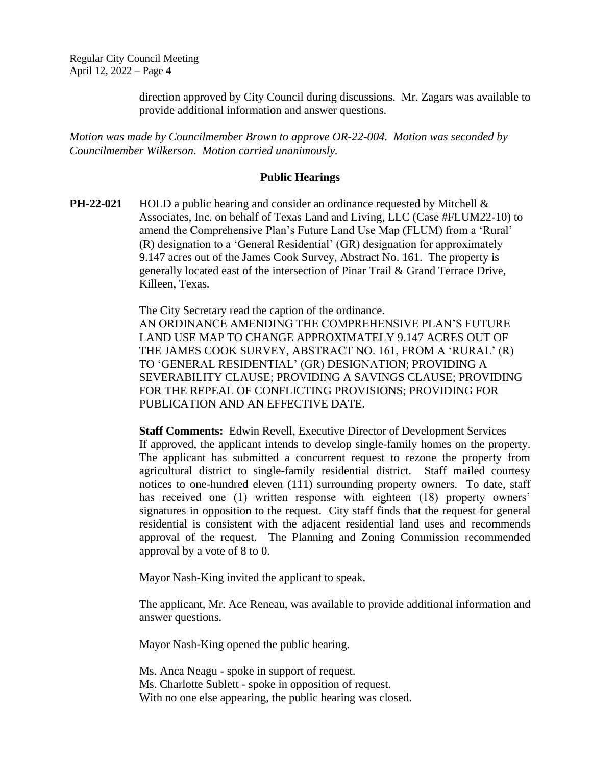direction approved by City Council during discussions. Mr. Zagars was available to provide additional information and answer questions.

*Motion was made by Councilmember Brown to approve OR-22-004. Motion was seconded by Councilmember Wilkerson. Motion carried unanimously.*

## Public Hearings

**PH-22-021** HOLD a public hearing and consider an ordinance requested by Mitchell & Associates, Inc. on behalf of Texas Land and Living, LLC (Case #FLUM22-10) to amend the Comprehensive Plan's Future Land Use Map (FLUM) from a 'Rural' (R) designation to a 'General Residential' (GR) designation for approximately 9.147 acres out of the James Cook Survey, Abstract No. 161. The property is generally located east of the intersection of Pinar Trail & Grand Terrace Drive, Killeen, Texas.

The City Secretary read the caption of the ordinance.
AN ORDINANCE AMENDING THE COMPREHENSIVE PLAN'S FUTURE LAND USE MAP TO CHANGE APPROXIMATELY 9.147 ACRES OUT OF THE JAMES COOK SURVEY, ABSTRACT NO. 161, FROM A 'RURAL' (R) TO 'GENERAL RESIDENTIAL' (GR) DESIGNATION; PROVIDING A SEVERABILITY CLAUSE; PROVIDING A SAVINGS CLAUSE; PROVIDING FOR THE REPEAL OF CONFLICTING PROVISIONS; PROVIDING FOR PUBLICATION AND AN EFFECTIVE DATE.

**Staff Comments:** Edwin Revell, Executive Director of Development Services
If approved, the applicant intends to develop single-family homes on the property. The applicant has submitted a concurrent request to rezone the property from agricultural district to single-family residential district. Staff mailed courtesy notices to one-hundred eleven (111) surrounding property owners. To date, staff has received one (1) written response with eighteen (18) property owners' signatures in opposition to the request. City staff finds that the request for general residential is consistent with the adjacent residential land uses and recommends approval of the request. The Planning and Zoning Commission recommended approval by a vote of 8 to 0.

Mayor Nash-King invited the applicant to speak.

The applicant, Mr. Ace Reneau, was available to provide additional information and answer questions.

Mayor Nash-King opened the public hearing.

Ms. Anca Neagu - spoke in support of request.
Ms. Charlotte Sublett - spoke in opposition of request.
With no one else appearing, the public hearing was closed.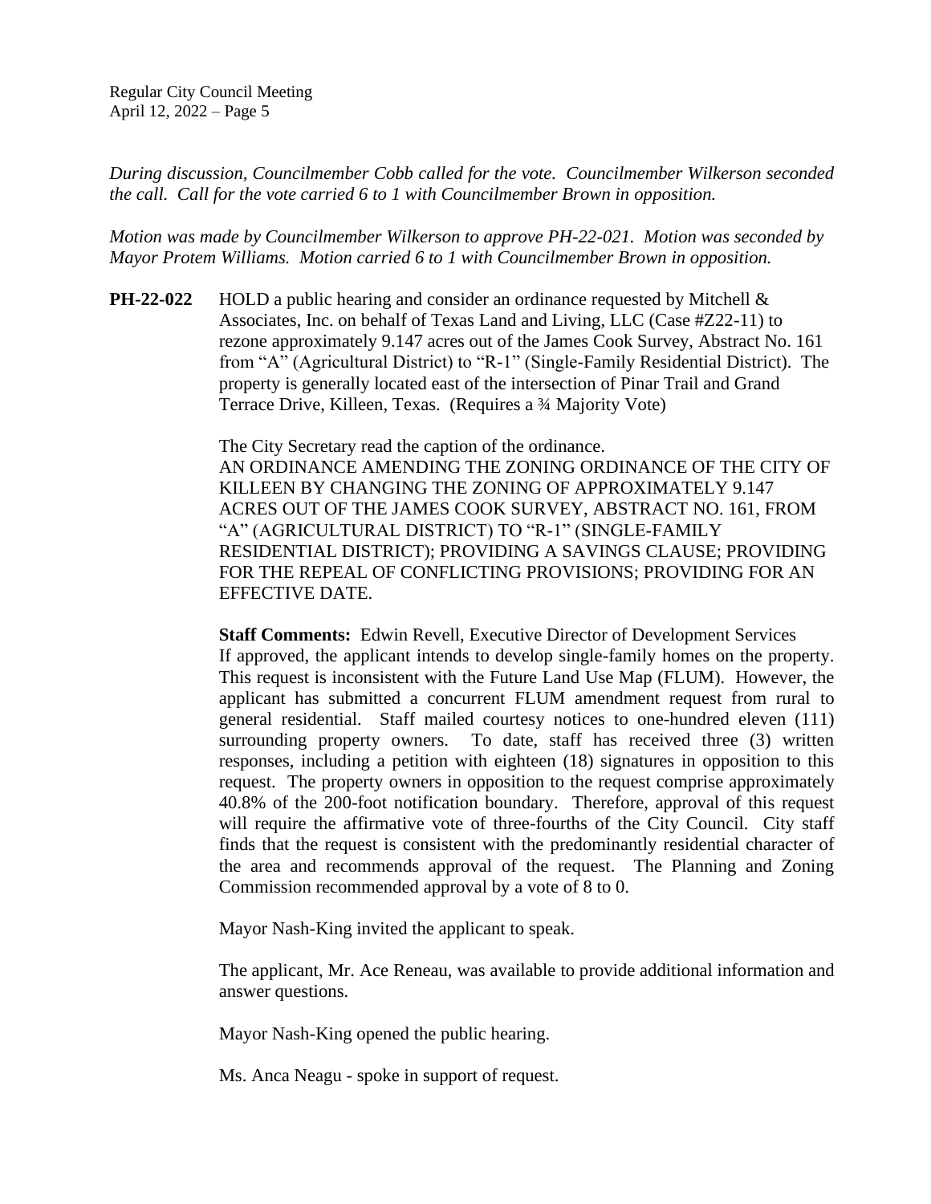*During discussion, Councilmember Cobb called for the vote. Councilmember Wilkerson seconded the call. Call for the vote carried 6 to 1 with Councilmember Brown in opposition.*

*Motion was made by Councilmember Wilkerson to approve PH-22-021. Motion was seconded by Mayor Protem Williams. Motion carried 6 to 1 with Councilmember Brown in opposition.*

**PH-22-022** HOLD a public hearing and consider an ordinance requested by Mitchell & Associates, Inc. on behalf of Texas Land and Living, LLC (Case #Z22-11) to rezone approximately 9.147 acres out of the James Cook Survey, Abstract No. 161 from "A" (Agricultural District) to "R-1" (Single-Family Residential District). The property is generally located east of the intersection of Pinar Trail and Grand Terrace Drive, Killeen, Texas. (Requires a ¾ Majority Vote)

The City Secretary read the caption of the ordinance.
AN ORDINANCE AMENDING THE ZONING ORDINANCE OF THE CITY OF KILLEEN BY CHANGING THE ZONING OF APPROXIMATELY 9.147 ACRES OUT OF THE JAMES COOK SURVEY, ABSTRACT NO. 161, FROM "A" (AGRICULTURAL DISTRICT) TO "R-1" (SINGLE-FAMILY RESIDENTIAL DISTRICT); PROVIDING A SAVINGS CLAUSE; PROVIDING FOR THE REPEAL OF CONFLICTING PROVISIONS; PROVIDING FOR AN EFFECTIVE DATE.

**Staff Comments:** Edwin Revell, Executive Director of Development Services
If approved, the applicant intends to develop single-family homes on the property. This request is inconsistent with the Future Land Use Map (FLUM). However, the applicant has submitted a concurrent FLUM amendment request from rural to general residential. Staff mailed courtesy notices to one-hundred eleven (111) surrounding property owners. To date, staff has received three (3) written responses, including a petition with eighteen (18) signatures in opposition to this request. The property owners in opposition to the request comprise approximately 40.8% of the 200-foot notification boundary. Therefore, approval of this request will require the affirmative vote of three-fourths of the City Council. City staff finds that the request is consistent with the predominantly residential character of the area and recommends approval of the request. The Planning and Zoning Commission recommended approval by a vote of 8 to 0.

Mayor Nash-King invited the applicant to speak.

The applicant, Mr. Ace Reneau, was available to provide additional information and answer questions.

Mayor Nash-King opened the public hearing.

Ms. Anca Neagu - spoke in support of request.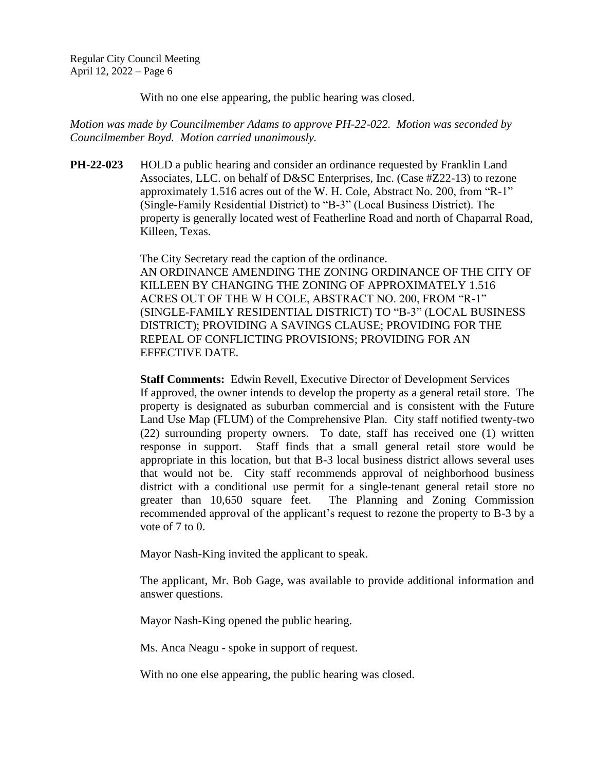With no one else appearing, the public hearing was closed.

*Motion was made by Councilmember Adams to approve PH-22-022. Motion was seconded by Councilmember Boyd. Motion carried unanimously.*

**PH-22-023** HOLD a public hearing and consider an ordinance requested by Franklin Land Associates, LLC. on behalf of D&SC Enterprises, Inc. (Case #Z22-13) to rezone approximately 1.516 acres out of the W. H. Cole, Abstract No. 200, from "R-1" (Single-Family Residential District) to "B-3" (Local Business District). The property is generally located west of Featherline Road and north of Chaparral Road, Killeen, Texas.

The City Secretary read the caption of the ordinance.
AN ORDINANCE AMENDING THE ZONING ORDINANCE OF THE CITY OF KILLEEN BY CHANGING THE ZONING OF APPROXIMATELY 1.516 ACRES OUT OF THE W H COLE, ABSTRACT NO. 200, FROM "R-1" (SINGLE-FAMILY RESIDENTIAL DISTRICT) TO "B-3" (LOCAL BUSINESS DISTRICT); PROVIDING A SAVINGS CLAUSE; PROVIDING FOR THE REPEAL OF CONFLICTING PROVISIONS; PROVIDING FOR AN EFFECTIVE DATE.

**Staff Comments:** Edwin Revell, Executive Director of Development Services
If approved, the owner intends to develop the property as a general retail store. The property is designated as suburban commercial and is consistent with the Future Land Use Map (FLUM) of the Comprehensive Plan. City staff notified twenty-two (22) surrounding property owners. To date, staff has received one (1) written response in support. Staff finds that a small general retail store would be appropriate in this location, but that B-3 local business district allows several uses that would not be. City staff recommends approval of neighborhood business district with a conditional use permit for a single-tenant general retail store no greater than 10,650 square feet. The Planning and Zoning Commission recommended approval of the applicant's request to rezone the property to B-3 by a vote of 7 to 0.

Mayor Nash-King invited the applicant to speak.

The applicant, Mr. Bob Gage, was available to provide additional information and answer questions.

Mayor Nash-King opened the public hearing.

Ms. Anca Neagu - spoke in support of request.

With no one else appearing, the public hearing was closed.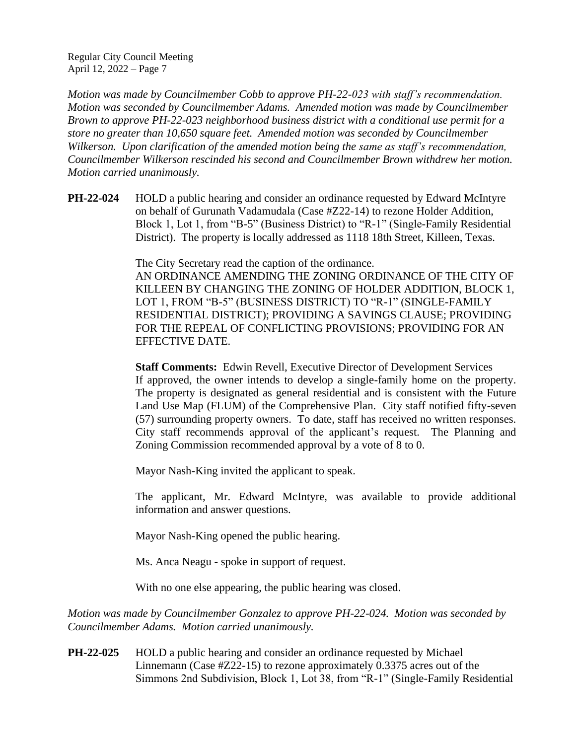*Motion was made by Councilmember Cobb to approve PH-22-023 with staff's recommendation. Motion was seconded by Councilmember Adams. Amended motion was made by Councilmember Brown to approve PH-22-023 neighborhood business district with a conditional use permit for a store no greater than 10,650 square feet. Amended motion was seconded by Councilmember Wilkerson. Upon clarification of the amended motion being the same as staff's recommendation, Councilmember Wilkerson rescinded his second and Councilmember Brown withdrew her motion. Motion carried unanimously.*

**PH-22-024** HOLD a public hearing and consider an ordinance requested by Edward McIntyre on behalf of Gurunath Vadamudala (Case #Z22-14) to rezone Holder Addition, Block 1, Lot 1, from "B-5" (Business District) to "R-1" (Single-Family Residential District). The property is locally addressed as 1118 18th Street, Killeen, Texas.

The City Secretary read the caption of the ordinance.
AN ORDINANCE AMENDING THE ZONING ORDINANCE OF THE CITY OF KILLEEN BY CHANGING THE ZONING OF HOLDER ADDITION, BLOCK 1, LOT 1, FROM "B-5" (BUSINESS DISTRICT) TO "R-1" (SINGLE-FAMILY RESIDENTIAL DISTRICT); PROVIDING A SAVINGS CLAUSE; PROVIDING FOR THE REPEAL OF CONFLICTING PROVISIONS; PROVIDING FOR AN EFFECTIVE DATE.

**Staff Comments:** Edwin Revell, Executive Director of Development Services
If approved, the owner intends to develop a single-family home on the property. The property is designated as general residential and is consistent with the Future Land Use Map (FLUM) of the Comprehensive Plan. City staff notified fifty-seven (57) surrounding property owners. To date, staff has received no written responses. City staff recommends approval of the applicant's request. The Planning and Zoning Commission recommended approval by a vote of 8 to 0.

Mayor Nash-King invited the applicant to speak.

The applicant, Mr. Edward McIntyre, was available to provide additional information and answer questions.

Mayor Nash-King opened the public hearing.

Ms. Anca Neagu - spoke in support of request.

With no one else appearing, the public hearing was closed.

*Motion was made by Councilmember Gonzalez to approve PH-22-024. Motion was seconded by Councilmember Adams. Motion carried unanimously.*

**PH-22-025** HOLD a public hearing and consider an ordinance requested by Michael Linnemann (Case #Z22-15) to rezone approximately 0.3375 acres out of the Simmons 2nd Subdivision, Block 1, Lot 38, from "R-1" (Single-Family Residential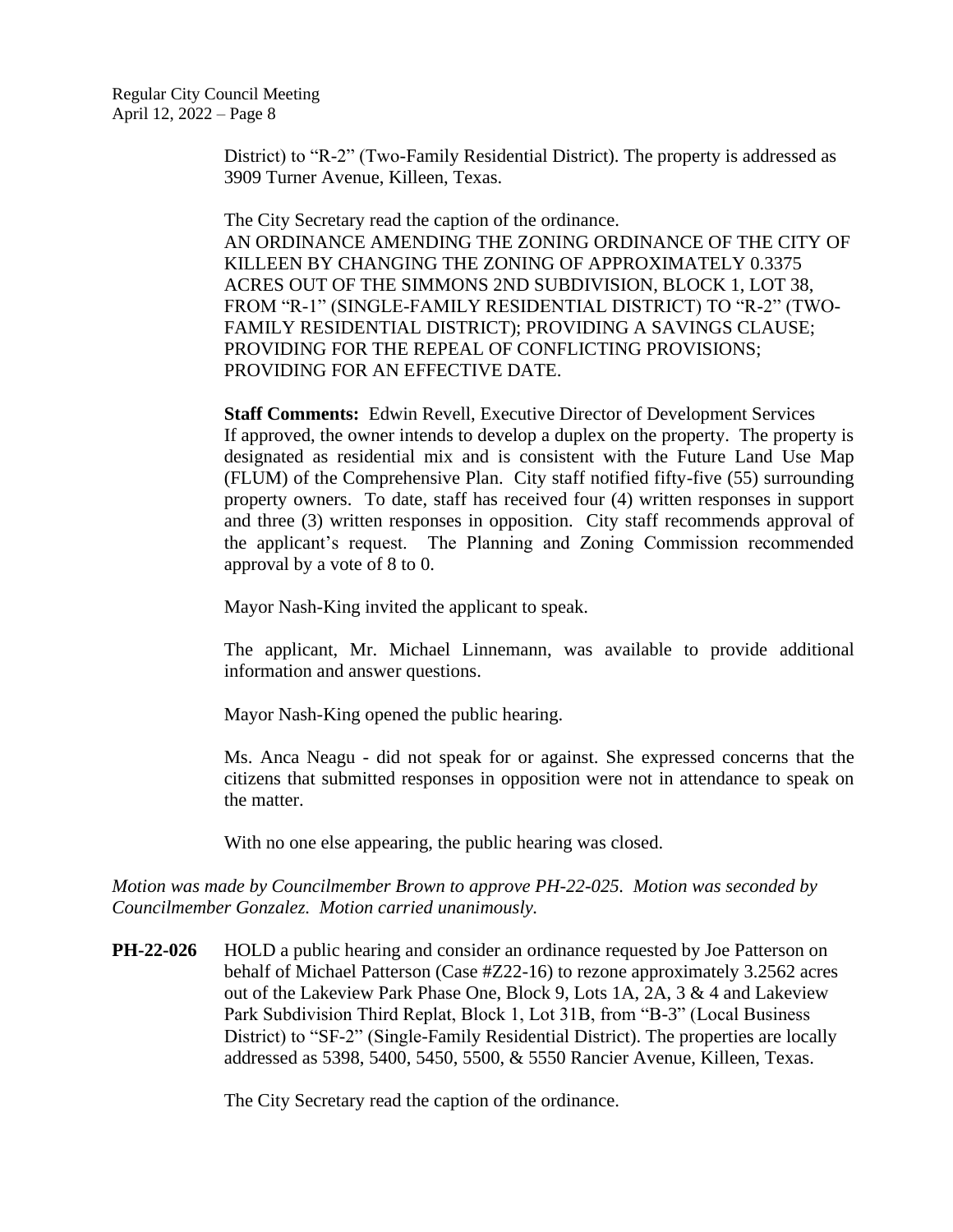District) to "R-2" (Two-Family Residential District). The property is addressed as 3909 Turner Avenue, Killeen, Texas.

The City Secretary read the caption of the ordinance.
AN ORDINANCE AMENDING THE ZONING ORDINANCE OF THE CITY OF KILLEEN BY CHANGING THE ZONING OF APPROXIMATELY 0.3375 ACRES OUT OF THE SIMMONS 2ND SUBDIVISION, BLOCK 1, LOT 38, FROM "R-1" (SINGLE-FAMILY RESIDENTIAL DISTRICT) TO "R-2" (TWO-FAMILY RESIDENTIAL DISTRICT); PROVIDING A SAVINGS CLAUSE; PROVIDING FOR THE REPEAL OF CONFLICTING PROVISIONS; PROVIDING FOR AN EFFECTIVE DATE.

**Staff Comments:** Edwin Revell, Executive Director of Development Services
If approved, the owner intends to develop a duplex on the property. The property is designated as residential mix and is consistent with the Future Land Use Map (FLUM) of the Comprehensive Plan. City staff notified fifty-five (55) surrounding property owners. To date, staff has received four (4) written responses in support and three (3) written responses in opposition. City staff recommends approval of the applicant's request. The Planning and Zoning Commission recommended approval by a vote of 8 to 0.

Mayor Nash-King invited the applicant to speak.

The applicant, Mr. Michael Linnemann, was available to provide additional information and answer questions.

Mayor Nash-King opened the public hearing.

Ms. Anca Neagu - did not speak for or against. She expressed concerns that the citizens that submitted responses in opposition were not in attendance to speak on the matter.

With no one else appearing, the public hearing was closed.

*Motion was made by Councilmember Brown to approve PH-22-025. Motion was seconded by Councilmember Gonzalez. Motion carried unanimously.*

**PH-22-026** HOLD a public hearing and consider an ordinance requested by Joe Patterson on behalf of Michael Patterson (Case #Z22-16) to rezone approximately 3.2562 acres out of the Lakeview Park Phase One, Block 9, Lots 1A, 2A, 3 & 4 and Lakeview Park Subdivision Third Replat, Block 1, Lot 31B, from "B-3" (Local Business District) to "SF-2" (Single-Family Residential District). The properties are locally addressed as 5398, 5400, 5450, 5500, & 5550 Rancier Avenue, Killeen, Texas.

The City Secretary read the caption of the ordinance.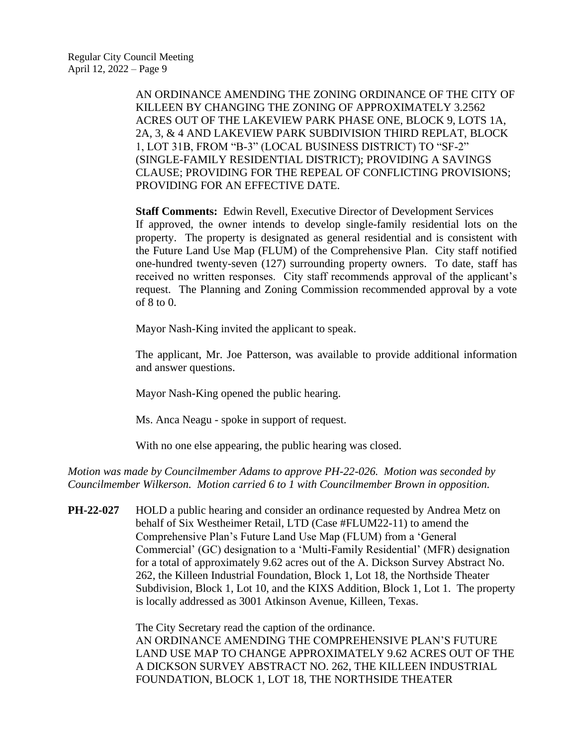AN ORDINANCE AMENDING THE ZONING ORDINANCE OF THE CITY OF KILLEEN BY CHANGING THE ZONING OF APPROXIMATELY 3.2562 ACRES OUT OF THE LAKEVIEW PARK PHASE ONE, BLOCK 9, LOTS 1A, 2A, 3, & 4 AND LAKEVIEW PARK SUBDIVISION THIRD REPLAT, BLOCK 1, LOT 31B, FROM "B-3" (LOCAL BUSINESS DISTRICT) TO "SF-2" (SINGLE-FAMILY RESIDENTIAL DISTRICT); PROVIDING A SAVINGS CLAUSE; PROVIDING FOR THE REPEAL OF CONFLICTING PROVISIONS; PROVIDING FOR AN EFFECTIVE DATE.

**Staff Comments:** Edwin Revell, Executive Director of Development Services
If approved, the owner intends to develop single-family residential lots on the property. The property is designated as general residential and is consistent with the Future Land Use Map (FLUM) of the Comprehensive Plan. City staff notified one-hundred twenty-seven (127) surrounding property owners. To date, staff has received no written responses. City staff recommends approval of the applicant's request. The Planning and Zoning Commission recommended approval by a vote of 8 to 0.

Mayor Nash-King invited the applicant to speak.

The applicant, Mr. Joe Patterson, was available to provide additional information and answer questions.

Mayor Nash-King opened the public hearing.

Ms. Anca Neagu - spoke in support of request.

With no one else appearing, the public hearing was closed.

*Motion was made by Councilmember Adams to approve PH-22-026. Motion was seconded by Councilmember Wilkerson. Motion carried 6 to 1 with Councilmember Brown in opposition.*

**PH-22-027** HOLD a public hearing and consider an ordinance requested by Andrea Metz on behalf of Six Westheimer Retail, LTD (Case #FLUM22-11) to amend the Comprehensive Plan's Future Land Use Map (FLUM) from a 'General Commercial' (GC) designation to a 'Multi-Family Residential' (MFR) designation for a total of approximately 9.62 acres out of the A. Dickson Survey Abstract No. 262, the Killeen Industrial Foundation, Block 1, Lot 18, the Northside Theater Subdivision, Block 1, Lot 10, and the KIXS Addition, Block 1, Lot 1. The property is locally addressed as 3001 Atkinson Avenue, Killeen, Texas.

The City Secretary read the caption of the ordinance.
AN ORDINANCE AMENDING THE COMPREHENSIVE PLAN'S FUTURE LAND USE MAP TO CHANGE APPROXIMATELY 9.62 ACRES OUT OF THE A DICKSON SURVEY ABSTRACT NO. 262, THE KILLEEN INDUSTRIAL FOUNDATION, BLOCK 1, LOT 18, THE NORTHSIDE THEATER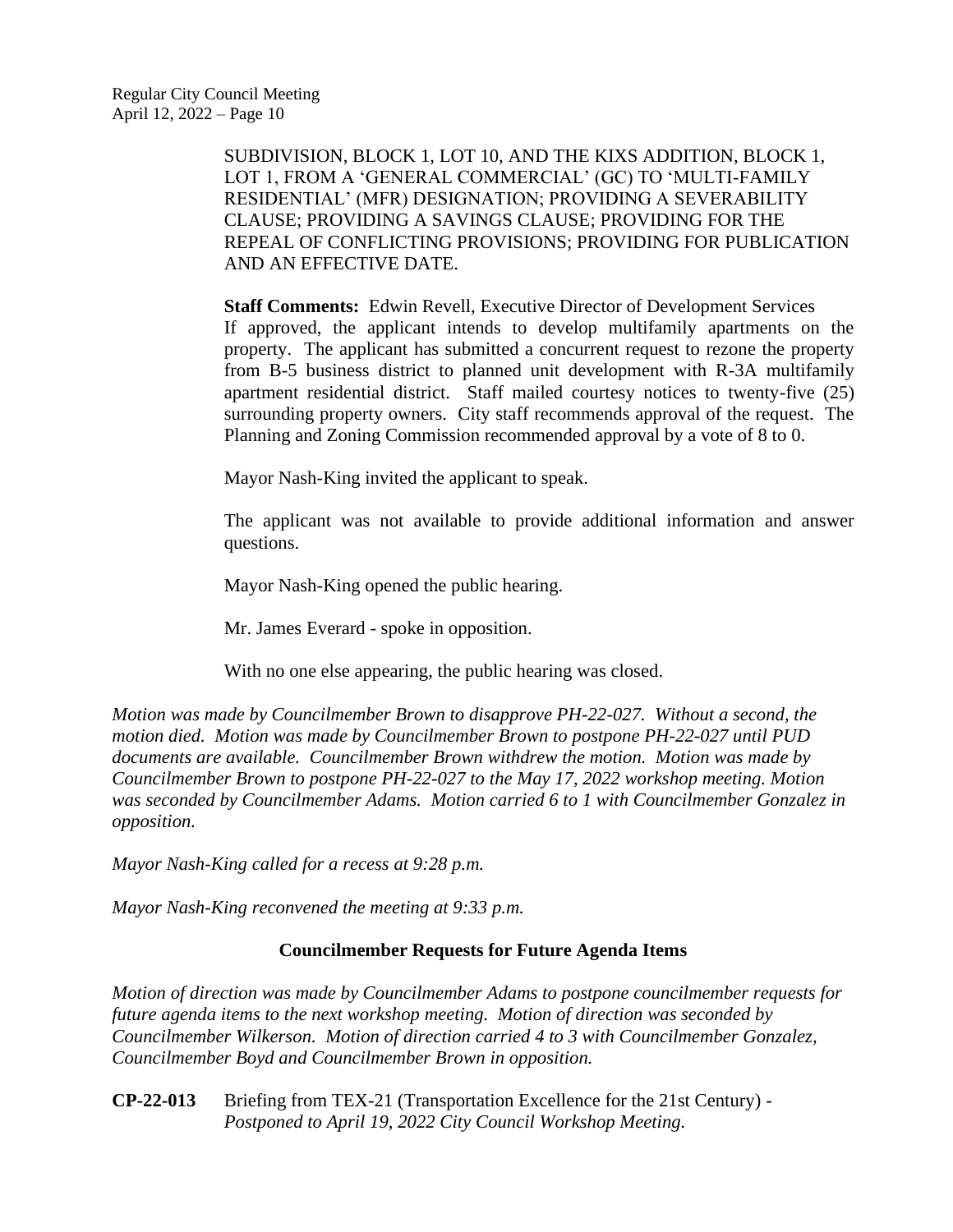SUBDIVISION, BLOCK 1, LOT 10, AND THE KIXS ADDITION, BLOCK 1, LOT 1, FROM A 'GENERAL COMMERCIAL' (GC) TO 'MULTI-FAMILY RESIDENTIAL' (MFR) DESIGNATION; PROVIDING A SEVERABILITY CLAUSE; PROVIDING A SAVINGS CLAUSE; PROVIDING FOR THE REPEAL OF CONFLICTING PROVISIONS; PROVIDING FOR PUBLICATION AND AN EFFECTIVE DATE.

**Staff Comments:** Edwin Revell, Executive Director of Development Services
If approved, the applicant intends to develop multifamily apartments on the property. The applicant has submitted a concurrent request to rezone the property from B-5 business district to planned unit development with R-3A multifamily apartment residential district. Staff mailed courtesy notices to twenty-five (25) surrounding property owners. City staff recommends approval of the request. The Planning and Zoning Commission recommended approval by a vote of 8 to 0.

Mayor Nash-King invited the applicant to speak.

The applicant was not available to provide additional information and answer questions.

Mayor Nash-King opened the public hearing.

Mr. James Everard - spoke in opposition.

With no one else appearing, the public hearing was closed.

*Motion was made by Councilmember Brown to disapprove PH-22-027. Without a second, the motion died. Motion was made by Councilmember Brown to postpone PH-22-027 until PUD documents are available. Councilmember Brown withdrew the motion. Motion was made by Councilmember Brown to postpone PH-22-027 to the May 17, 2022 workshop meeting. Motion was seconded by Councilmember Adams. Motion carried 6 to 1 with Councilmember Gonzalez in opposition.*

*Mayor Nash-King called for a recess at 9:28 p.m.*

*Mayor Nash-King reconvened the meeting at 9:33 p.m.*

## Councilmember Requests for Future Agenda Items

*Motion of direction was made by Councilmember Adams to postpone councilmember requests for future agenda items to the next workshop meeting. Motion of direction was seconded by Councilmember Wilkerson. Motion of direction carried 4 to 3 with Councilmember Gonzalez, Councilmember Boyd and Councilmember Brown in opposition.*

**CP-22-013** Briefing from TEX-21 (Transportation Excellence for the 21st Century) - *Postponed to April 19, 2022 City Council Workshop Meeting.*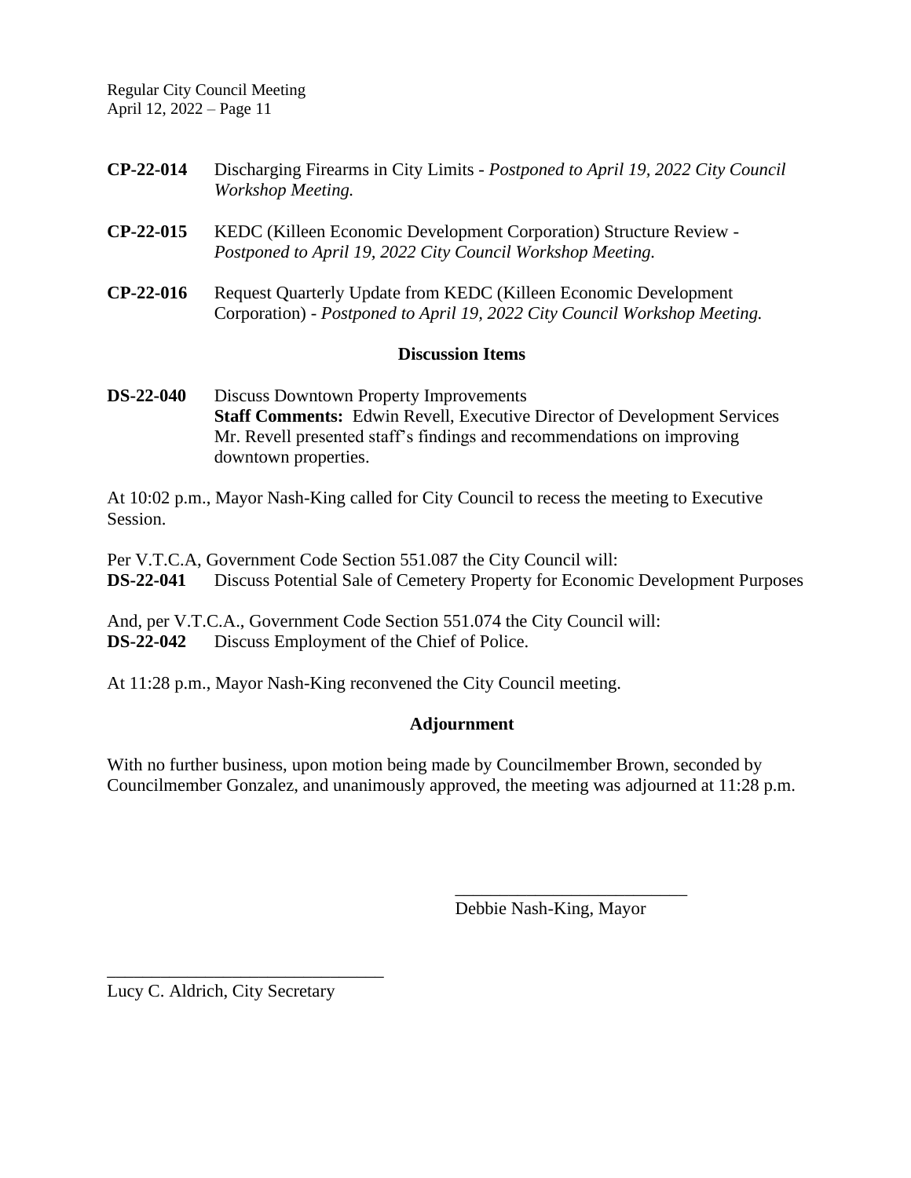**CP-22-014** Discharging Firearms in City Limits - *Postponed to April 19, 2022 City Council Workshop Meeting.*

**CP-22-015** KEDC (Killeen Economic Development Corporation) Structure Review - *Postponed to April 19, 2022 City Council Workshop Meeting.*

**CP-22-016** Request Quarterly Update from KEDC (Killeen Economic Development Corporation) - *Postponed to April 19, 2022 City Council Workshop Meeting.*

## Discussion Items

**DS-22-040** Discuss Downtown Property Improvements
**Staff Comments:** Edwin Revell, Executive Director of Development Services
Mr. Revell presented staff's findings and recommendations on improving downtown properties.

At 10:02 p.m., Mayor Nash-King called for City Council to recess the meeting to Executive Session.

Per V.T.C.A, Government Code Section 551.087 the City Council will:
**DS-22-041** Discuss Potential Sale of Cemetery Property for Economic Development Purposes

And, per V.T.C.A., Government Code Section 551.074 the City Council will:
**DS-22-042** Discuss Employment of the Chief of Police.

At 11:28 p.m., Mayor Nash-King reconvened the City Council meeting.

## Adjournment

With no further business, upon motion being made by Councilmember Brown, seconded by Councilmember Gonzalez, and unanimously approved, the meeting was adjourned at 11:28 p.m.

___________________________
Debbie Nash-King, Mayor

________________________________
Lucy C. Aldrich, City Secretary